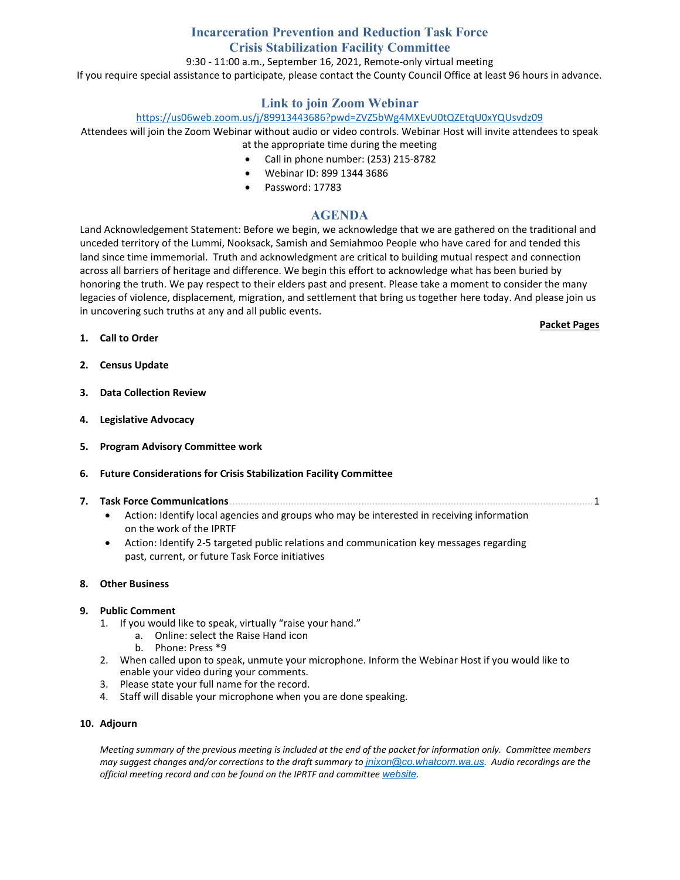# Incarceration Prevention and Reduction Task Force
# Crisis Stabilization Facility Committee

9:30 - 11:00 a.m., September 16, 2021, Remote-only virtual meeting

If you require special assistance to participate, please contact the County Council Office at least 96 hours in advance.

## Link to join Zoom Webinar

https://us06web.zoom.us/j/89913443686?pwd=ZVZ5bWg4MXEvU0tQZEtqU0xYQUsvdz09

Attendees will join the Zoom Webinar without audio or video controls. Webinar Host will invite attendees to speak at the appropriate time during the meeting

- Call in phone number: (253) 215-8782
- Webinar ID: 899 1344 3686
- Password: 17783

## AGENDA

Land Acknowledgement Statement: Before we begin, we acknowledge that we are gathered on the traditional and unceded territory of the Lummi, Nooksack, Samish and Semiahmoo People who have cared for and tended this land since time immemorial. Truth and acknowledgment are critical to building mutual respect and connection across all barriers of heritage and difference. We begin this effort to acknowledge what has been buried by honoring the truth. We pay respect to their elders past and present. Please take a moment to consider the many legacies of violence, displacement, migration, and settlement that bring us together here today. And please join us in uncovering such truths at any and all public events.

**Packet Pages**

1. **Call to Order**
2. **Census Update**
3. **Data Collection Review**
4. **Legislative Advocacy**
5. **Program Advisory Committee work**
6. **Future Considerations for Crisis Stabilization Facility Committee**
7. **Task Force Communications** ........ 1
   - Action: Identify local agencies and groups who may be interested in receiving information on the work of the IPRTF
   - Action: Identify 2-5 targeted public relations and communication key messages regarding past, current, or future Task Force initiatives
8. **Other Business**
9. **Public Comment**
   1. If you would like to speak, virtually "raise your hand."
      a. Online: select the Raise Hand icon
      b. Phone: Press *9
   2. When called upon to speak, unmute your microphone. Inform the Webinar Host if you would like to enable your video during your comments.
   3. Please state your full name for the record.
   4. Staff will disable your microphone when you are done speaking.
10. **Adjourn**

*Meeting summary of the previous meeting is included at the end of the packet for information only. Committee members may suggest changes and/or corrections to the draft summary to jnixon@co.whatcom.wa.us. Audio recordings are the official meeting record and can be found on the IPRTF and committee website.*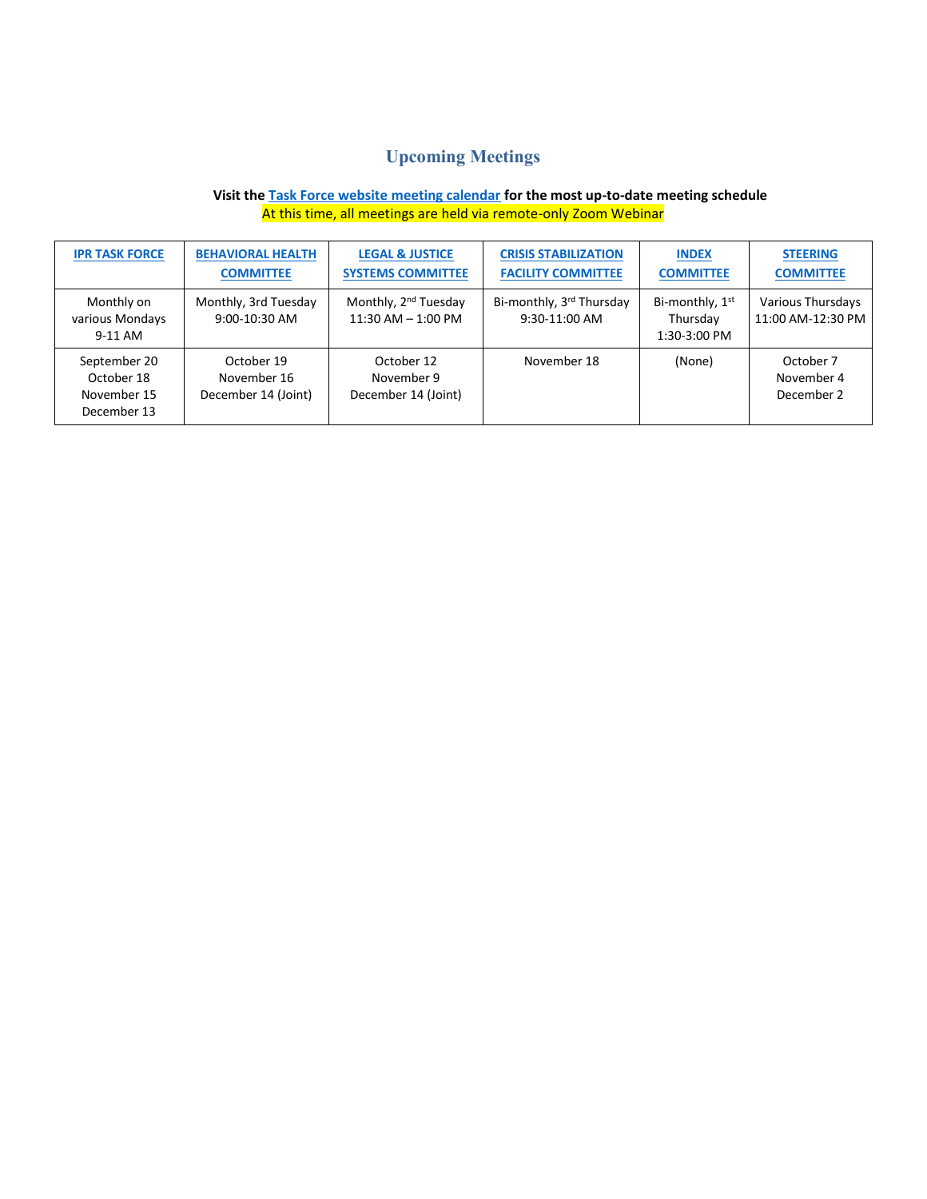## Upcoming Meetings

**Visit the Task Force website meeting calendar for the most up-to-date meeting schedule**

At this time, all meetings are held via remote-only Zoom Webinar

| IPR TASK FORCE | BEHAVIORAL HEALTH COMMITTEE | LEGAL & JUSTICE SYSTEMS COMMITTEE | CRISIS STABILIZATION FACILITY COMMITTEE | INDEX COMMITTEE | STEERING COMMITTEE |
|---|---|---|---|---|---|
| Monthly on various Mondays 9-11 AM | Monthly, 3rd Tuesday 9:00-10:30 AM | Monthly, 2nd Tuesday 11:30 AM – 1:00 PM | Bi-monthly, 3rd Thursday 9:30-11:00 AM | Bi-monthly, 1st Thursday 1:30-3:00 PM | Various Thursdays 11:00 AM-12:30 PM |
| September 20<br>October 18<br>November 15<br>December 13 | October 19<br>November 16<br>December 14 (Joint) | October 12<br>November 9<br>December 14 (Joint) | November 18 | (None) | October 7<br>November 4<br>December 2 |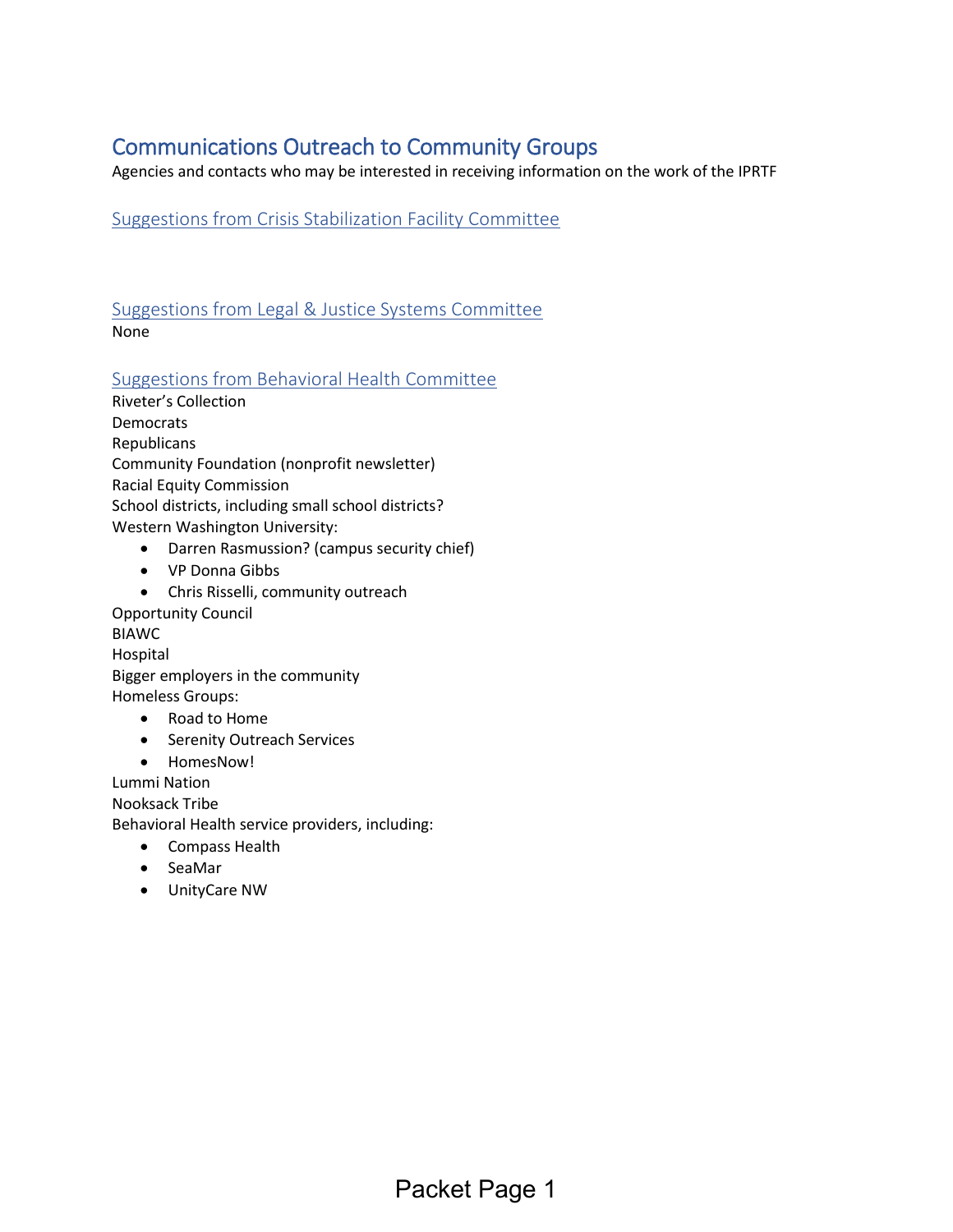# Communications Outreach to Community Groups

Agencies and contacts who may be interested in receiving information on the work of the IPRTF

## Suggestions from Crisis Stabilization Facility Committee

## Suggestions from Legal & Justice Systems Committee

None

## Suggestions from Behavioral Health Committee

Riveter's Collection
Democrats
Republicans
Community Foundation (nonprofit newsletter)
Racial Equity Commission
School districts, including small school districts?
Western Washington University:

- Darren Rasmussion? (campus security chief)
- VP Donna Gibbs
- Chris Risselli, community outreach

Opportunity Council
BIAWC
Hospital
Bigger employers in the community
Homeless Groups:

- Road to Home
- Serenity Outreach Services
- HomesNow!

Lummi Nation
Nooksack Tribe
Behavioral Health service providers, including:

- Compass Health
- SeaMar
- UnityCare NW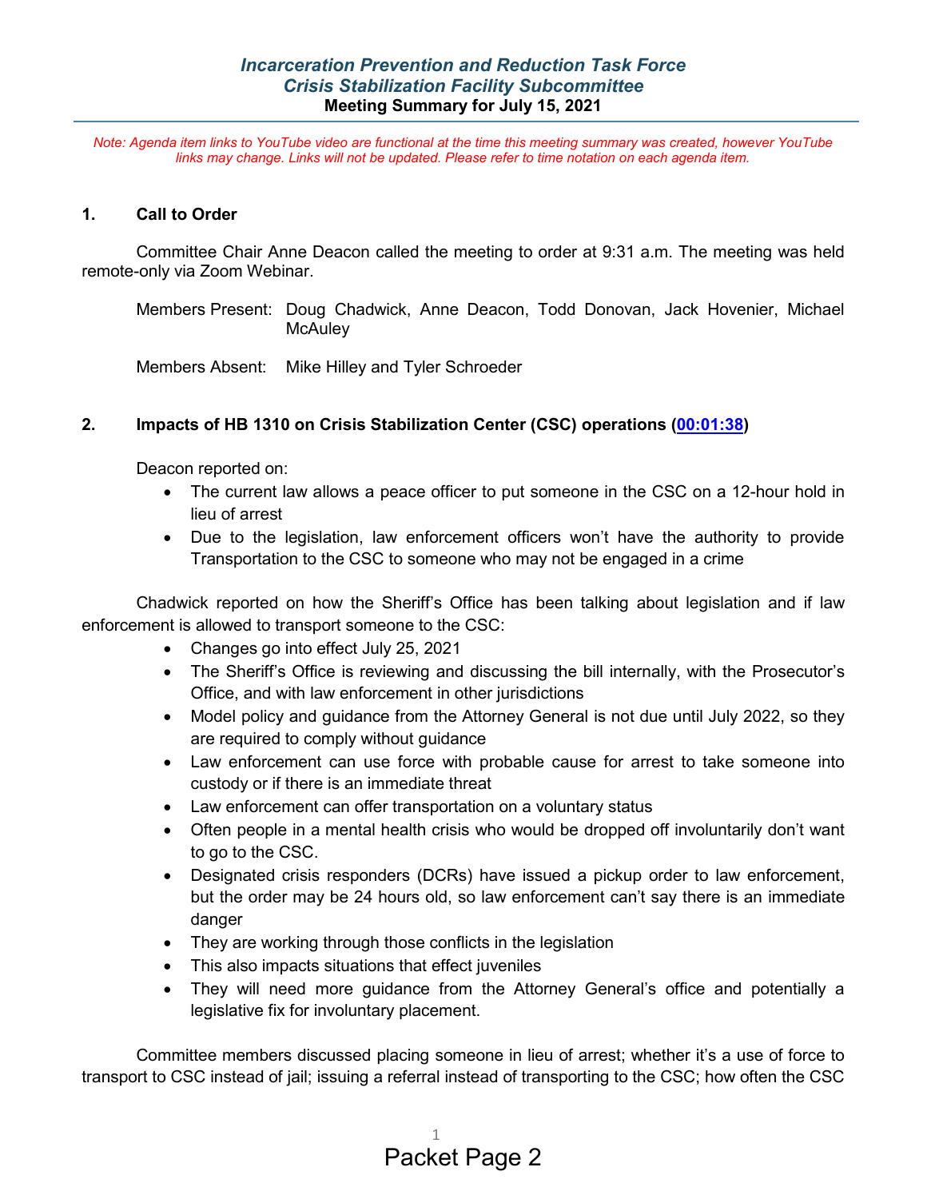### *Incarceration Prevention and Reduction Task Force*
### *Crisis Stabilization Facility Subcommittee*
**Meeting Summary for July 15, 2021**

*Note: Agenda item links to YouTube video are functional at the time this meeting summary was created, however YouTube links may change. Links will not be updated. Please refer to time notation on each agenda item.*

## 1. Call to Order

Committee Chair Anne Deacon called the meeting to order at 9:31 a.m. The meeting was held remote-only via Zoom Webinar.

Members Present: Doug Chadwick, Anne Deacon, Todd Donovan, Jack Hovenier, Michael McAuley

Members Absent: Mike Hilley and Tyler Schroeder

## 2. Impacts of HB 1310 on Crisis Stabilization Center (CSC) operations (00:01:38)

Deacon reported on:

- The current law allows a peace officer to put someone in the CSC on a 12-hour hold in lieu of arrest
- Due to the legislation, law enforcement officers won't have the authority to provide Transportation to the CSC to someone who may not be engaged in a crime

Chadwick reported on how the Sheriff's Office has been talking about legislation and if law enforcement is allowed to transport someone to the CSC:

- Changes go into effect July 25, 2021
- The Sheriff's Office is reviewing and discussing the bill internally, with the Prosecutor's Office, and with law enforcement in other jurisdictions
- Model policy and guidance from the Attorney General is not due until July 2022, so they are required to comply without guidance
- Law enforcement can use force with probable cause for arrest to take someone into custody or if there is an immediate threat
- Law enforcement can offer transportation on a voluntary status
- Often people in a mental health crisis who would be dropped off involuntarily don't want to go to the CSC.
- Designated crisis responders (DCRs) have issued a pickup order to law enforcement, but the order may be 24 hours old, so law enforcement can't say there is an immediate danger
- They are working through those conflicts in the legislation
- This also impacts situations that effect juveniles
- They will need more guidance from the Attorney General's office and potentially a legislative fix for involuntary placement.

Committee members discussed placing someone in lieu of arrest; whether it's a use of force to transport to CSC instead of jail; issuing a referral instead of transporting to the CSC; how often the CSC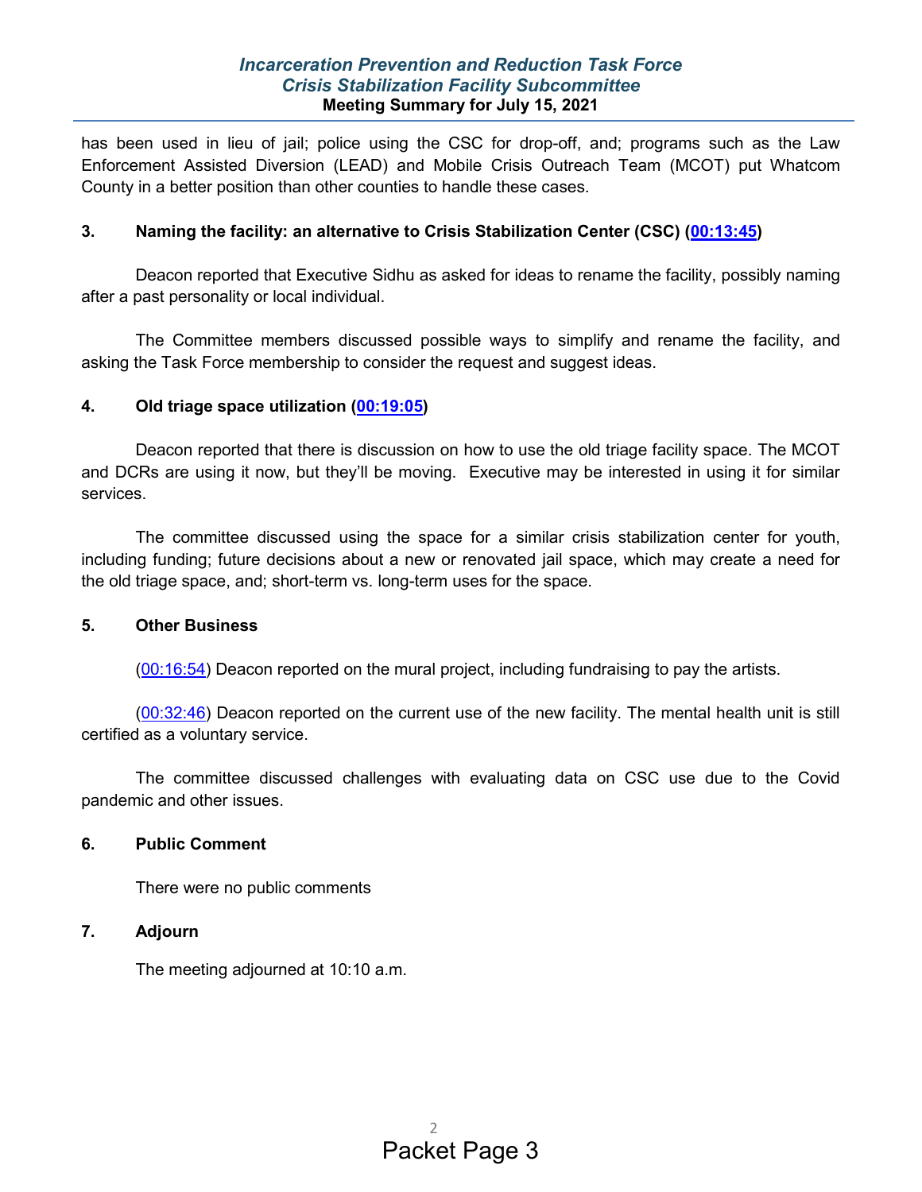has been used in lieu of jail; police using the CSC for drop-off, and; programs such as the Law Enforcement Assisted Diversion (LEAD) and Mobile Crisis Outreach Team (MCOT) put Whatcom County in a better position than other counties to handle these cases.

### 3. Naming the facility: an alternative to Crisis Stabilization Center (CSC) (00:13:45)

Deacon reported that Executive Sidhu as asked for ideas to rename the facility, possibly naming after a past personality or local individual.

The Committee members discussed possible ways to simplify and rename the facility, and asking the Task Force membership to consider the request and suggest ideas.

### 4. Old triage space utilization (00:19:05)

Deacon reported that there is discussion on how to use the old triage facility space. The MCOT and DCRs are using it now, but they'll be moving. Executive may be interested in using it for similar services.

The committee discussed using the space for a similar crisis stabilization center for youth, including funding; future decisions about a new or renovated jail space, which may create a need for the old triage space, and; short-term vs. long-term uses for the space.

### 5. Other Business

(00:16:54) Deacon reported on the mural project, including fundraising to pay the artists.

(00:32:46) Deacon reported on the current use of the new facility. The mental health unit is still certified as a voluntary service.

The committee discussed challenges with evaluating data on CSC use due to the Covid pandemic and other issues.

### 6. Public Comment

There were no public comments

### 7. Adjourn

The meeting adjourned at 10:10 a.m.